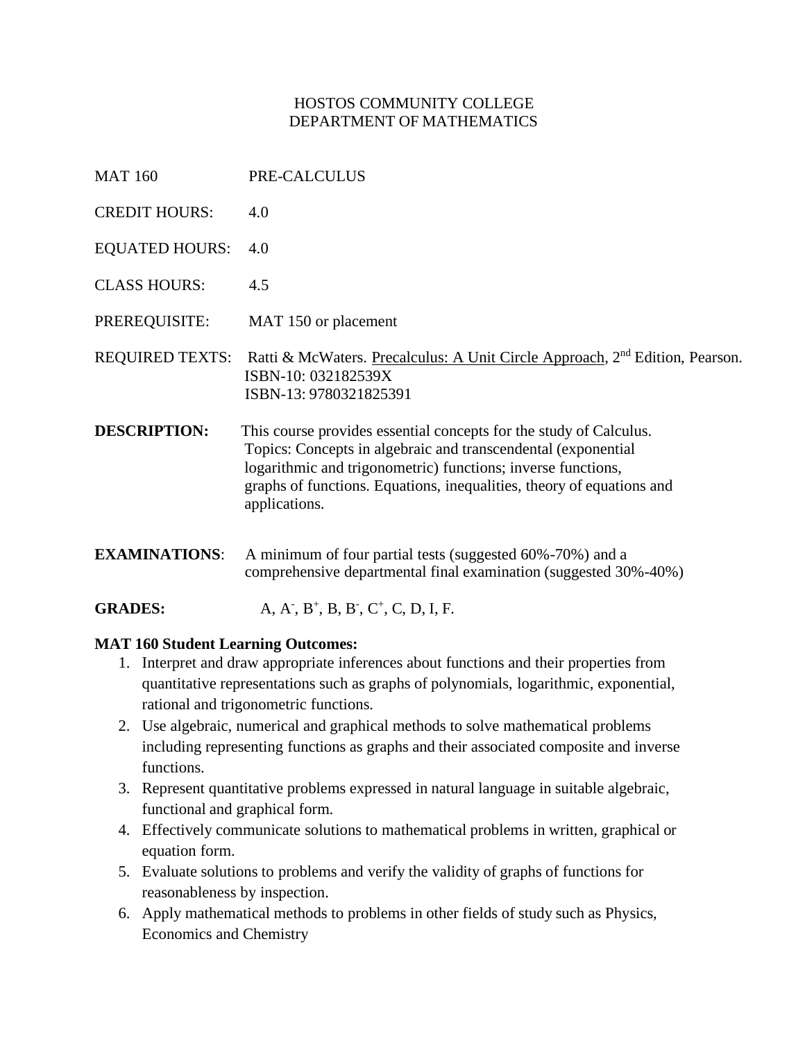# HOSTOS COMMUNITY COLLEGE
## DEPARTMENT OF MATHEMATICS

MAT 160 PRE-CALCULUS

CREDIT HOURS: 4.0

EQUATED HOURS: 4.0

CLASS HOURS: 4.5

PREREQUISITE: MAT 150 or placement

REQUIRED TEXTS: Ratti & McWaters. Precalculus: A Unit Circle Approach, 2nd Edition, Pearson.
ISBN-10: 032182539X
ISBN-13: 9780321825391

**DESCRIPTION:** This course provides essential concepts for the study of Calculus. Topics: Concepts in algebraic and transcendental (exponential logarithmic and trigonometric) functions; inverse functions, graphs of functions. Equations, inequalities, theory of equations and applications.

**EXAMINATIONS**: A minimum of four partial tests (suggested 60%-70%) and a comprehensive departmental final examination (suggested 30%-40%)

**GRADES:** A, A-, B+, B, B-, C+, C, D, I, F.

**MAT 160 Student Learning Outcomes:**

1. Interpret and draw appropriate inferences about functions and their properties from quantitative representations such as graphs of polynomials, logarithmic, exponential, rational and trigonometric functions.
2. Use algebraic, numerical and graphical methods to solve mathematical problems including representing functions as graphs and their associated composite and inverse functions.
3. Represent quantitative problems expressed in natural language in suitable algebraic, functional and graphical form.
4. Effectively communicate solutions to mathematical problems in written, graphical or equation form.
5. Evaluate solutions to problems and verify the validity of graphs of functions for reasonableness by inspection.
6. Apply mathematical methods to problems in other fields of study such as Physics, Economics and Chemistry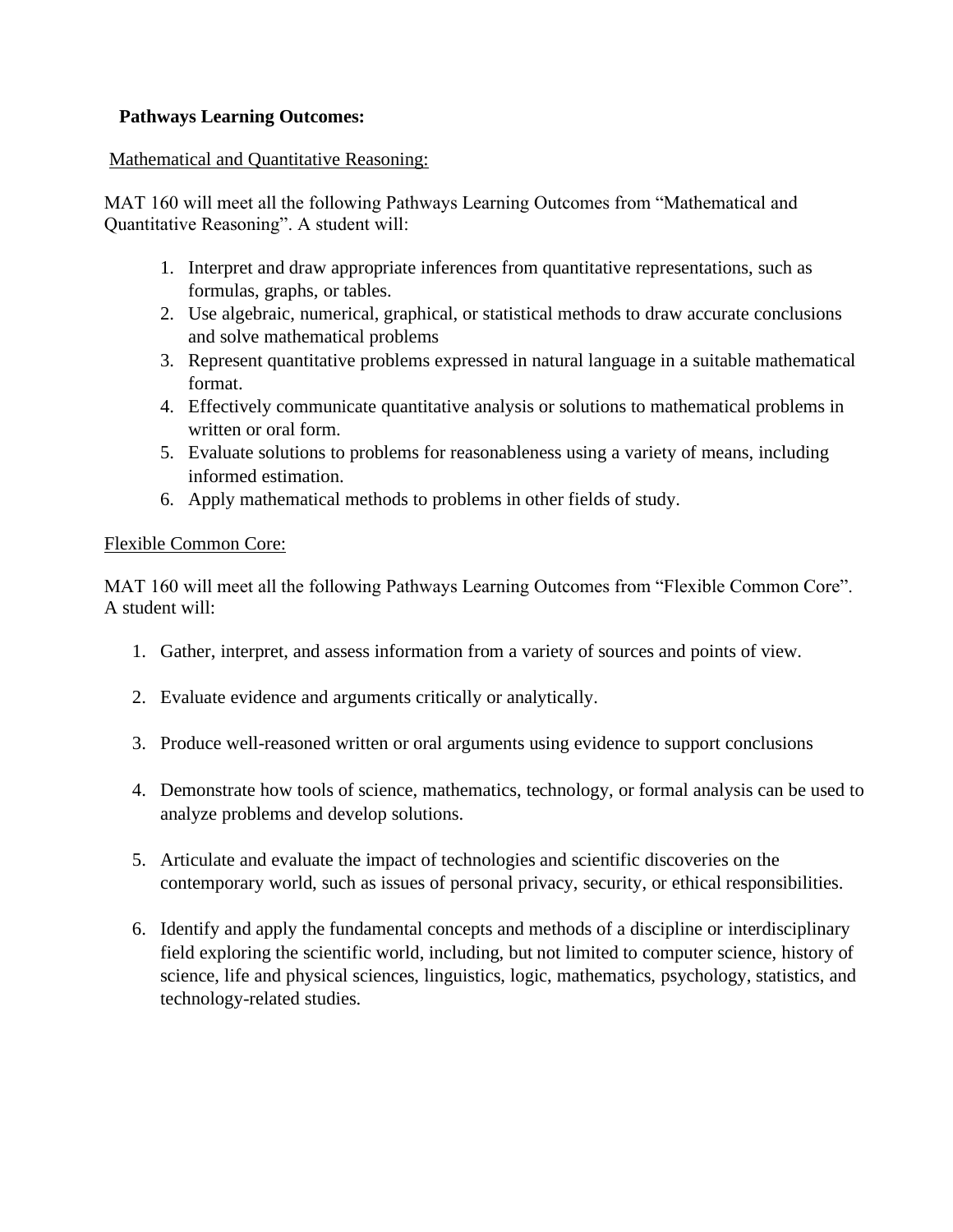**Pathways Learning Outcomes:**

Mathematical and Quantitative Reasoning:

MAT 160 will meet all the following Pathways Learning Outcomes from "Mathematical and Quantitative Reasoning". A student will:

1. Interpret and draw appropriate inferences from quantitative representations, such as formulas, graphs, or tables.
2. Use algebraic, numerical, graphical, or statistical methods to draw accurate conclusions and solve mathematical problems
3. Represent quantitative problems expressed in natural language in a suitable mathematical format.
4. Effectively communicate quantitative analysis or solutions to mathematical problems in written or oral form.
5. Evaluate solutions to problems for reasonableness using a variety of means, including informed estimation.
6. Apply mathematical methods to problems in other fields of study.

Flexible Common Core:

MAT 160 will meet all the following Pathways Learning Outcomes from "Flexible Common Core". A student will:

1. Gather, interpret, and assess information from a variety of sources and points of view.
2. Evaluate evidence and arguments critically or analytically.
3. Produce well-reasoned written or oral arguments using evidence to support conclusions
4. Demonstrate how tools of science, mathematics, technology, or formal analysis can be used to analyze problems and develop solutions.
5. Articulate and evaluate the impact of technologies and scientific discoveries on the contemporary world, such as issues of personal privacy, security, or ethical responsibilities.
6. Identify and apply the fundamental concepts and methods of a discipline or interdisciplinary field exploring the scientific world, including, but not limited to computer science, history of science, life and physical sciences, linguistics, logic, mathematics, psychology, statistics, and technology-related studies.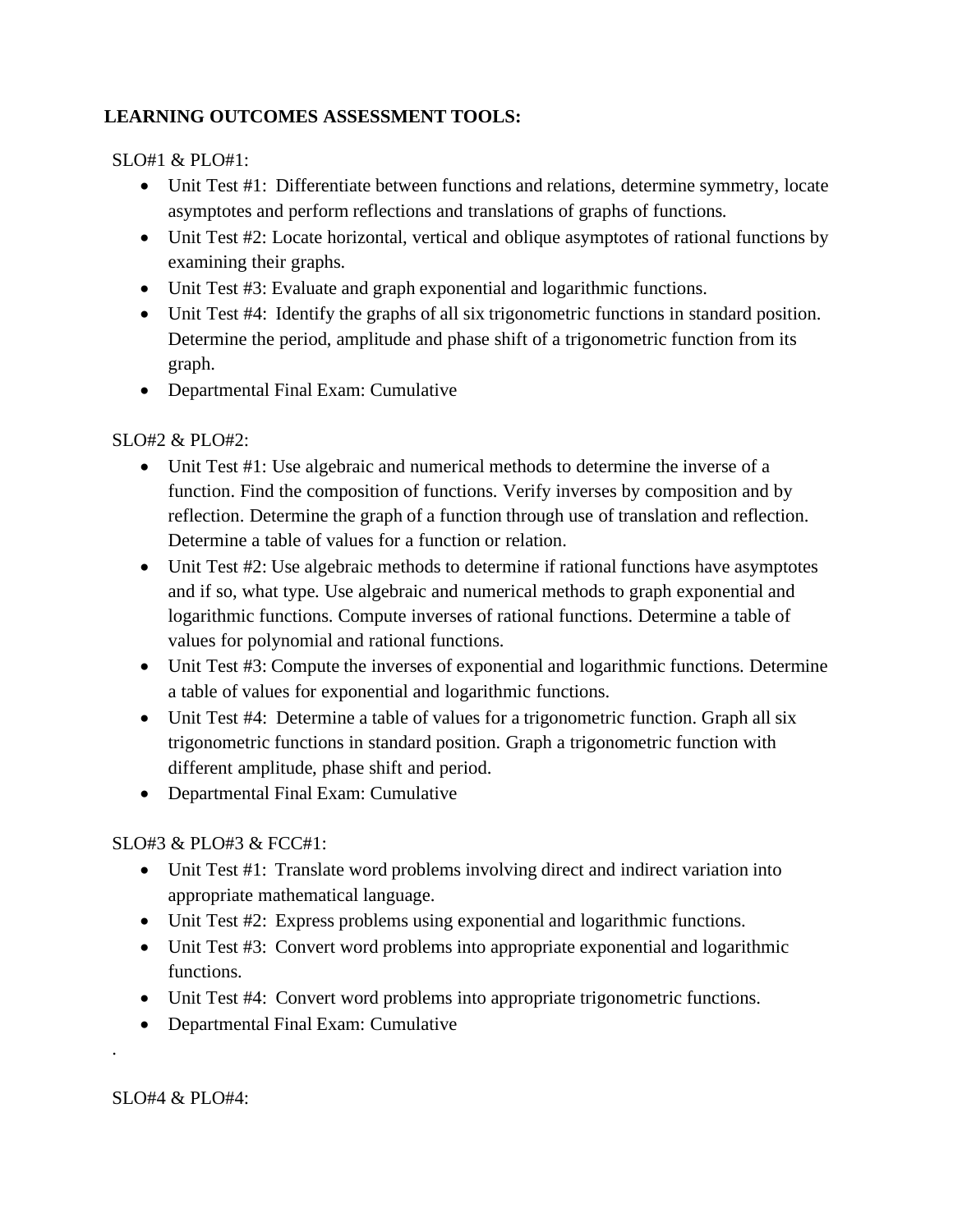**LEARNING OUTCOMES ASSESSMENT TOOLS:**

SLO#1 & PLO#1:

- Unit Test #1: Differentiate between functions and relations, determine symmetry, locate asymptotes and perform reflections and translations of graphs of functions.
- Unit Test #2: Locate horizontal, vertical and oblique asymptotes of rational functions by examining their graphs.
- Unit Test #3: Evaluate and graph exponential and logarithmic functions.
- Unit Test #4: Identify the graphs of all six trigonometric functions in standard position. Determine the period, amplitude and phase shift of a trigonometric function from its graph.
- Departmental Final Exam: Cumulative

SLO#2 & PLO#2:

- Unit Test #1: Use algebraic and numerical methods to determine the inverse of a function. Find the composition of functions. Verify inverses by composition and by reflection. Determine the graph of a function through use of translation and reflection. Determine a table of values for a function or relation.
- Unit Test #2: Use algebraic methods to determine if rational functions have asymptotes and if so, what type. Use algebraic and numerical methods to graph exponential and logarithmic functions. Compute inverses of rational functions. Determine a table of values for polynomial and rational functions.
- Unit Test #3: Compute the inverses of exponential and logarithmic functions. Determine a table of values for exponential and logarithmic functions.
- Unit Test #4: Determine a table of values for a trigonometric function. Graph all six trigonometric functions in standard position. Graph a trigonometric function with different amplitude, phase shift and period.
- Departmental Final Exam: Cumulative

SLO#3 & PLO#3 & FCC#1:

- Unit Test #1: Translate word problems involving direct and indirect variation into appropriate mathematical language.
- Unit Test #2: Express problems using exponential and logarithmic functions.
- Unit Test #3: Convert word problems into appropriate exponential and logarithmic functions.
- Unit Test #4: Convert word problems into appropriate trigonometric functions.
- Departmental Final Exam: Cumulative

.

SLO#4 & PLO#4: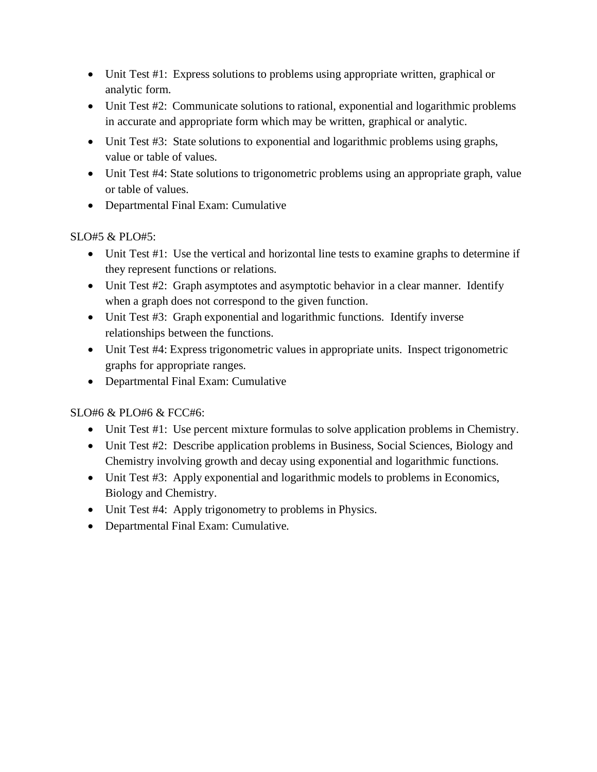- Unit Test #1: Express solutions to problems using appropriate written, graphical or analytic form.
- Unit Test #2: Communicate solutions to rational, exponential and logarithmic problems in accurate and appropriate form which may be written, graphical or analytic.
- Unit Test #3: State solutions to exponential and logarithmic problems using graphs, value or table of values.
- Unit Test #4: State solutions to trigonometric problems using an appropriate graph, value or table of values.
- Departmental Final Exam: Cumulative

SLO#5 & PLO#5:

- Unit Test #1: Use the vertical and horizontal line tests to examine graphs to determine if they represent functions or relations.
- Unit Test #2: Graph asymptotes and asymptotic behavior in a clear manner. Identify when a graph does not correspond to the given function.
- Unit Test #3: Graph exponential and logarithmic functions. Identify inverse relationships between the functions.
- Unit Test #4: Express trigonometric values in appropriate units. Inspect trigonometric graphs for appropriate ranges.
- Departmental Final Exam: Cumulative

SLO#6 & PLO#6 & FCC#6:

- Unit Test #1: Use percent mixture formulas to solve application problems in Chemistry.
- Unit Test #2: Describe application problems in Business, Social Sciences, Biology and Chemistry involving growth and decay using exponential and logarithmic functions.
- Unit Test #3: Apply exponential and logarithmic models to problems in Economics, Biology and Chemistry.
- Unit Test #4: Apply trigonometry to problems in Physics.
- Departmental Final Exam: Cumulative.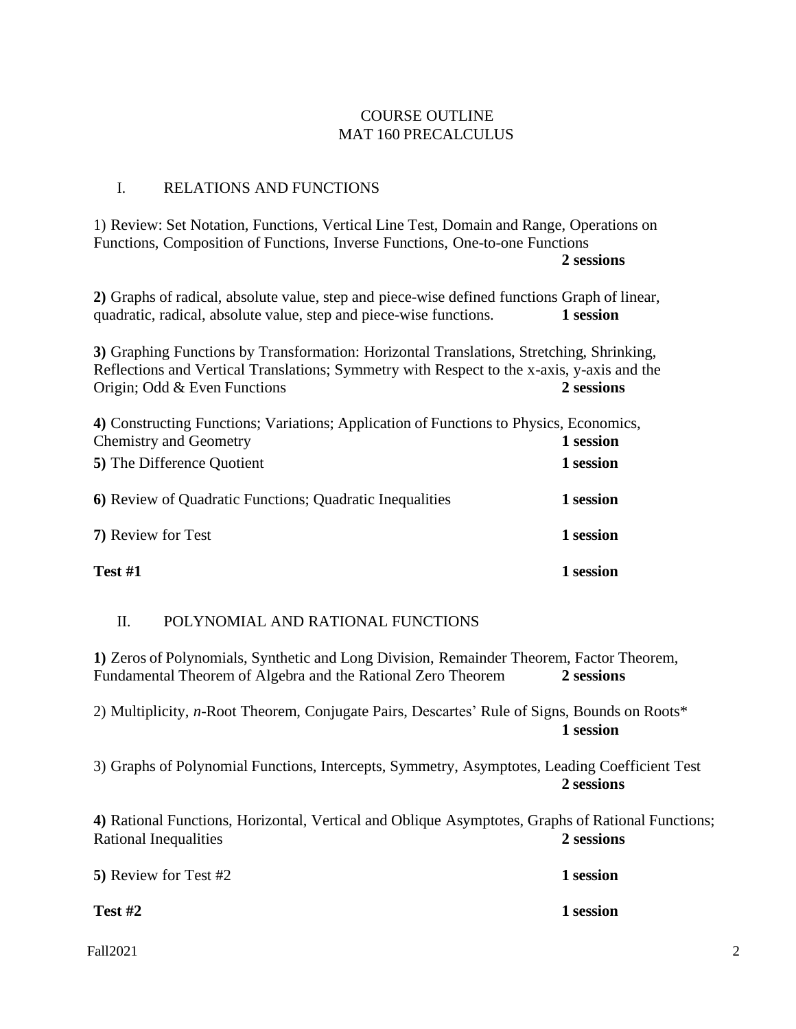# COURSE OUTLINE
# MAT 160 PRECALCULUS

## I. RELATIONS AND FUNCTIONS

1) Review: Set Notation, Functions, Vertical Line Test, Domain and Range, Operations on Functions, Composition of Functions, Inverse Functions, One-to-one Functions **2 sessions**

**2)** Graphs of radical, absolute value, step and piece-wise defined functions Graph of linear, quadratic, radical, absolute value, step and piece-wise functions. **1 session**

**3)** Graphing Functions by Transformation: Horizontal Translations, Stretching, Shrinking, Reflections and Vertical Translations; Symmetry with Respect to the x-axis, y-axis and the Origin; Odd & Even Functions **2 sessions**

**4)** Constructing Functions; Variations; Application of Functions to Physics, Economics, Chemistry and Geometry **1 session**

**5)** The Difference Quotient **1 session**

**6)** Review of Quadratic Functions; Quadratic Inequalities **1 session**

**7)** Review for Test **1 session**

**Test #1** **1 session**

## II. POLYNOMIAL AND RATIONAL FUNCTIONS

**1)** Zeros of Polynomials, Synthetic and Long Division, Remainder Theorem, Factor Theorem, Fundamental Theorem of Algebra and the Rational Zero Theorem **2 sessions**

2) Multiplicity, *n*-Root Theorem, Conjugate Pairs, Descartes' Rule of Signs, Bounds on Roots* **1 session**

3) Graphs of Polynomial Functions, Intercepts, Symmetry, Asymptotes, Leading Coefficient Test **2 sessions**

**4)** Rational Functions, Horizontal, Vertical and Oblique Asymptotes, Graphs of Rational Functions; Rational Inequalities **2 sessions**

**5)** Review for Test #2 **1 session**

**Test #2** **1 session**

Fall2021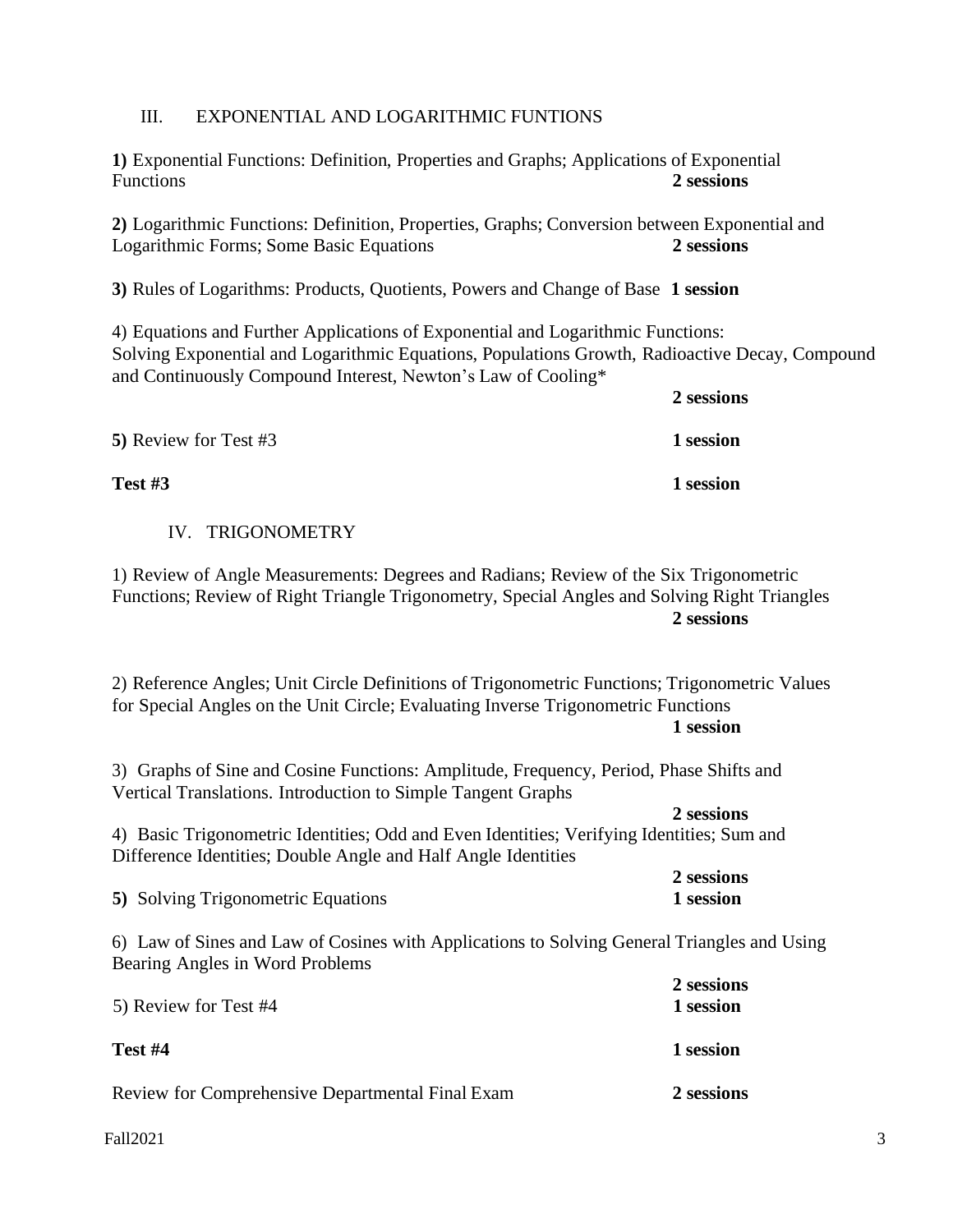## III. EXPONENTIAL AND LOGARITHMIC FUNTIONS

**1)** Exponential Functions: Definition, Properties and Graphs; Applications of Exponential Functions **2 sessions**

**2)** Logarithmic Functions: Definition, Properties, Graphs; Conversion between Exponential and Logarithmic Forms; Some Basic Equations **2 sessions**

**3)** Rules of Logarithms: Products, Quotients, Powers and Change of Base **1 session**

4) Equations and Further Applications of Exponential and Logarithmic Functions: Solving Exponential and Logarithmic Equations, Populations Growth, Radioactive Decay, Compound and Continuously Compound Interest, Newton's Law of Cooling* **2 sessions**

**5)** Review for Test #3 **1 session**

**Test #3** **1 session**

## IV. TRIGONOMETRY

1) Review of Angle Measurements: Degrees and Radians; Review of the Six Trigonometric Functions; Review of Right Triangle Trigonometry, Special Angles and Solving Right Triangles **2 sessions**

2) Reference Angles; Unit Circle Definitions of Trigonometric Functions; Trigonometric Values for Special Angles on the Unit Circle; Evaluating Inverse Trigonometric Functions **1 session**

3) Graphs of Sine and Cosine Functions: Amplitude, Frequency, Period, Phase Shifts and Vertical Translations. Introduction to Simple Tangent Graphs **2 sessions**

4) Basic Trigonometric Identities; Odd and Even Identities; Verifying Identities; Sum and Difference Identities; Double Angle and Half Angle Identities **2 sessions**

**5)** Solving Trigonometric Equations **1 session**

6) Law of Sines and Law of Cosines with Applications to Solving General Triangles and Using Bearing Angles in Word Problems **2 sessions**

5) Review for Test #4 **1 session**

**Test #4** **1 session**

Review for Comprehensive Departmental Final Exam **2 sessions**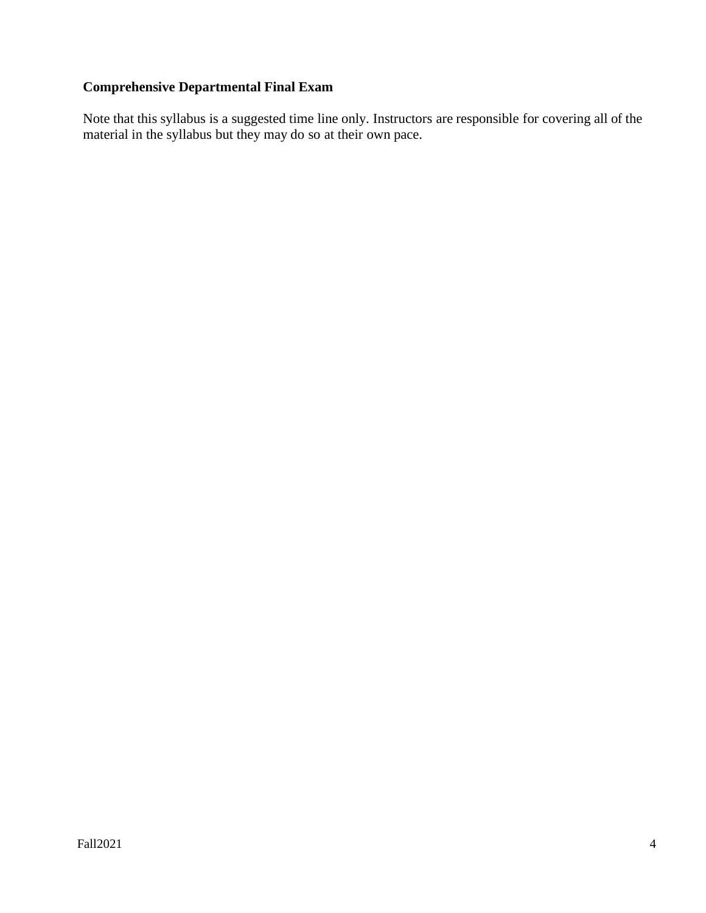**Comprehensive Departmental Final Exam**

Note that this syllabus is a suggested time line only. Instructors are responsible for covering all of the material in the syllabus but they may do so at their own pace.